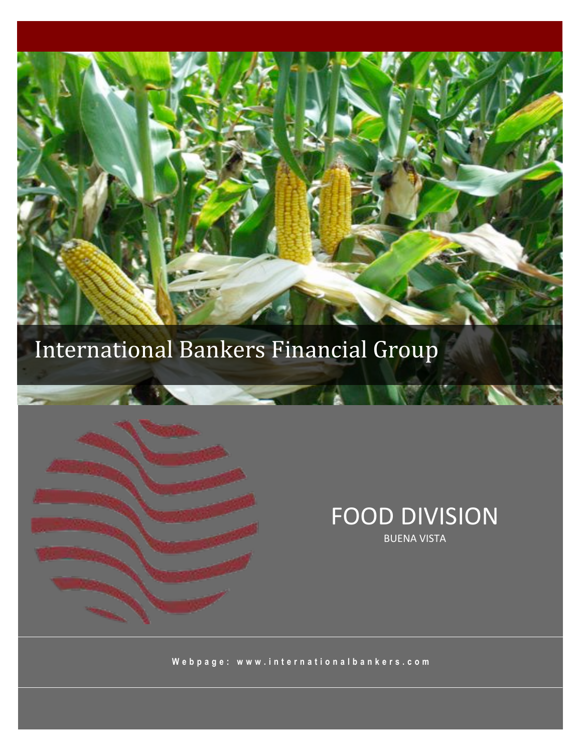# International Bankers Financial Group

## FOOD DIVISION

BUENA VISTA

Webpage: www.internationalbankers.com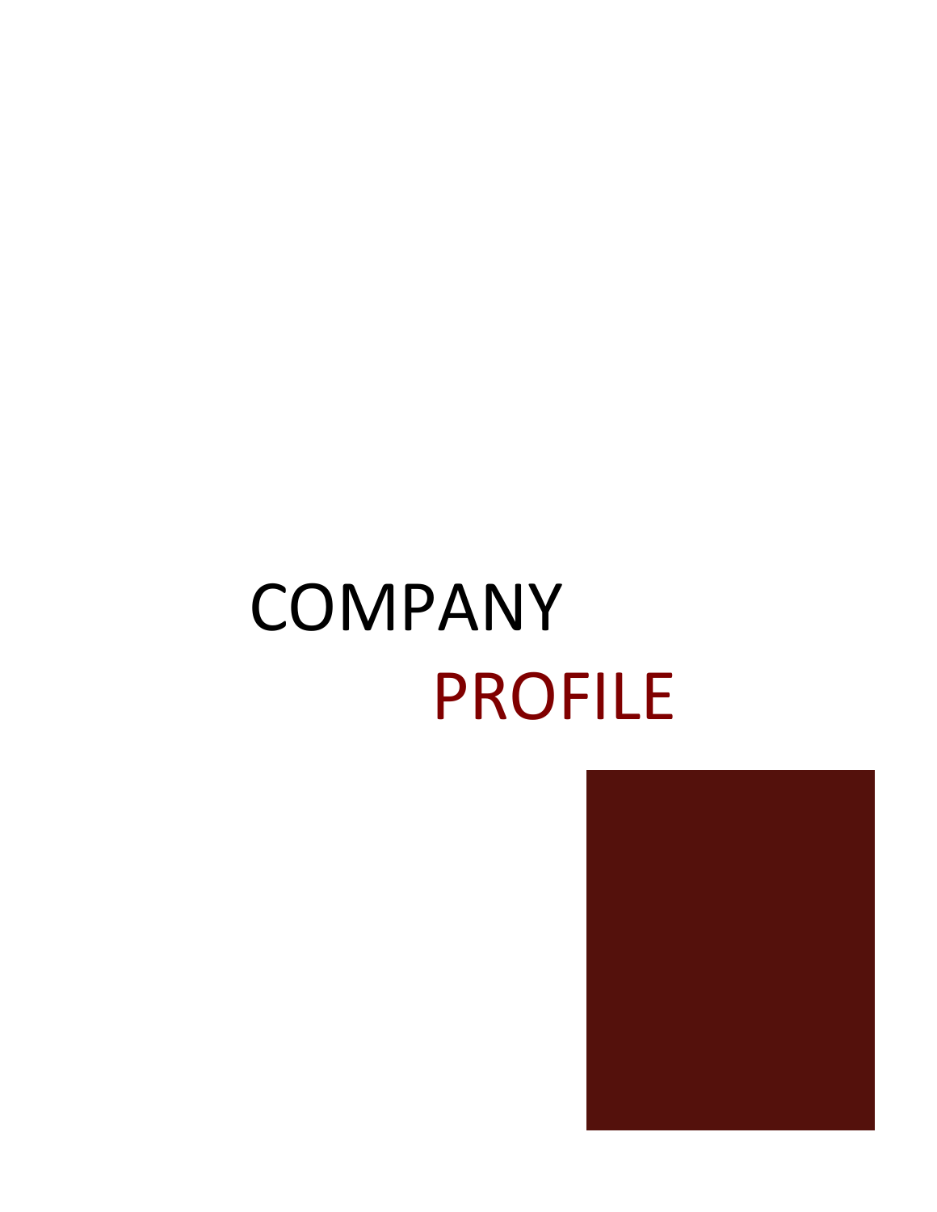# COMPANY PROFILE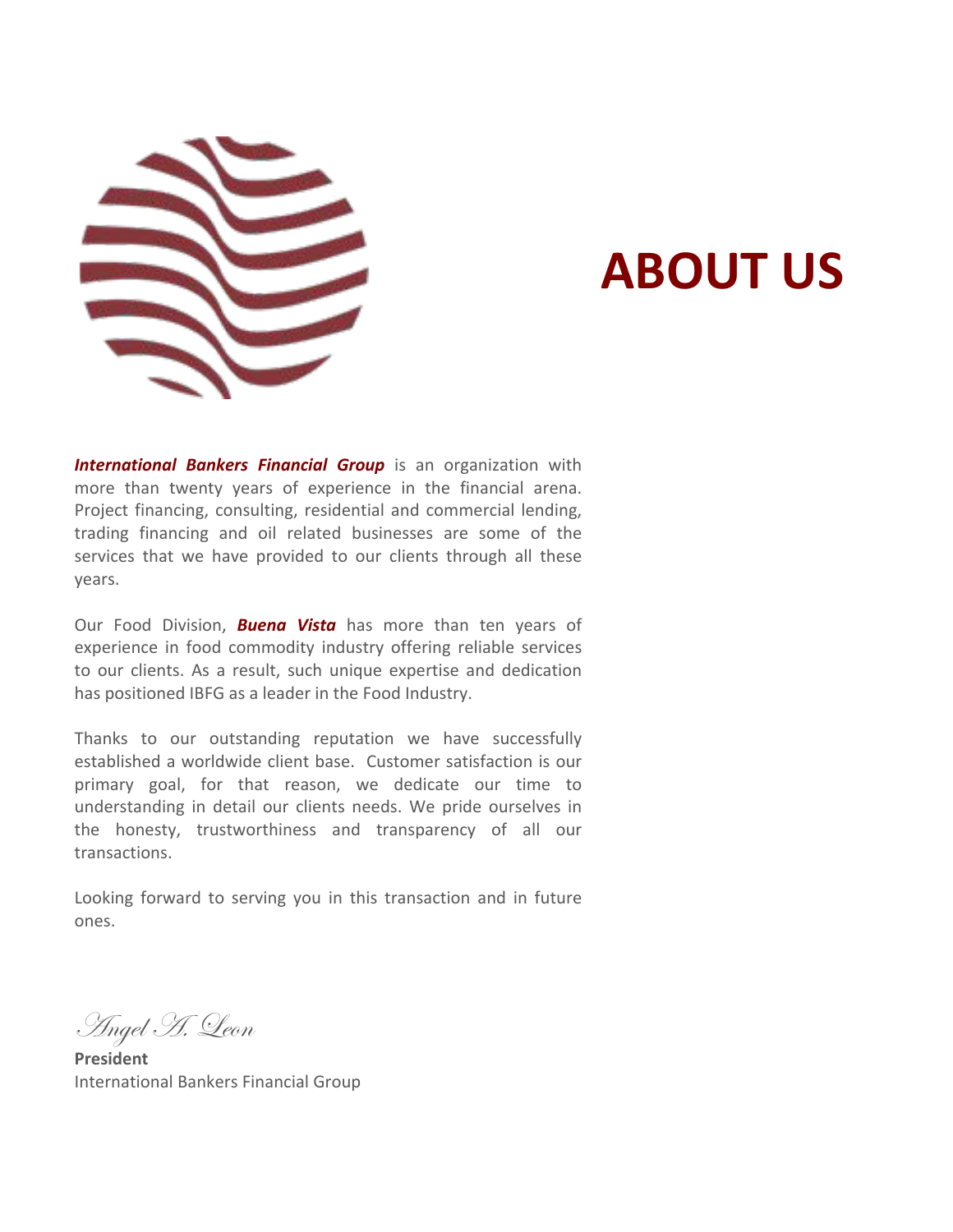# ABOUT US

***International Bankers Financial Group*** is an organization with more than twenty years of experience in the financial arena. Project financing, consulting, residential and commercial lending, trading financing and oil related businesses are some of the services that we have provided to our clients through all these years.

Our Food Division, ***Buena Vista*** has more than ten years of experience in food commodity industry offering reliable services to our clients. As a result, such unique expertise and dedication has positioned IBFG as a leader in the Food Industry.

Thanks to our outstanding reputation we have successfully established a worldwide client base. Customer satisfaction is our primary goal, for that reason, we dedicate our time to understanding in detail our clients needs. We pride ourselves in the honesty, trustworthiness and transparency of all our transactions.

Looking forward to serving you in this transaction and in future ones.

*Angel A. Leon*

**President**
International Bankers Financial Group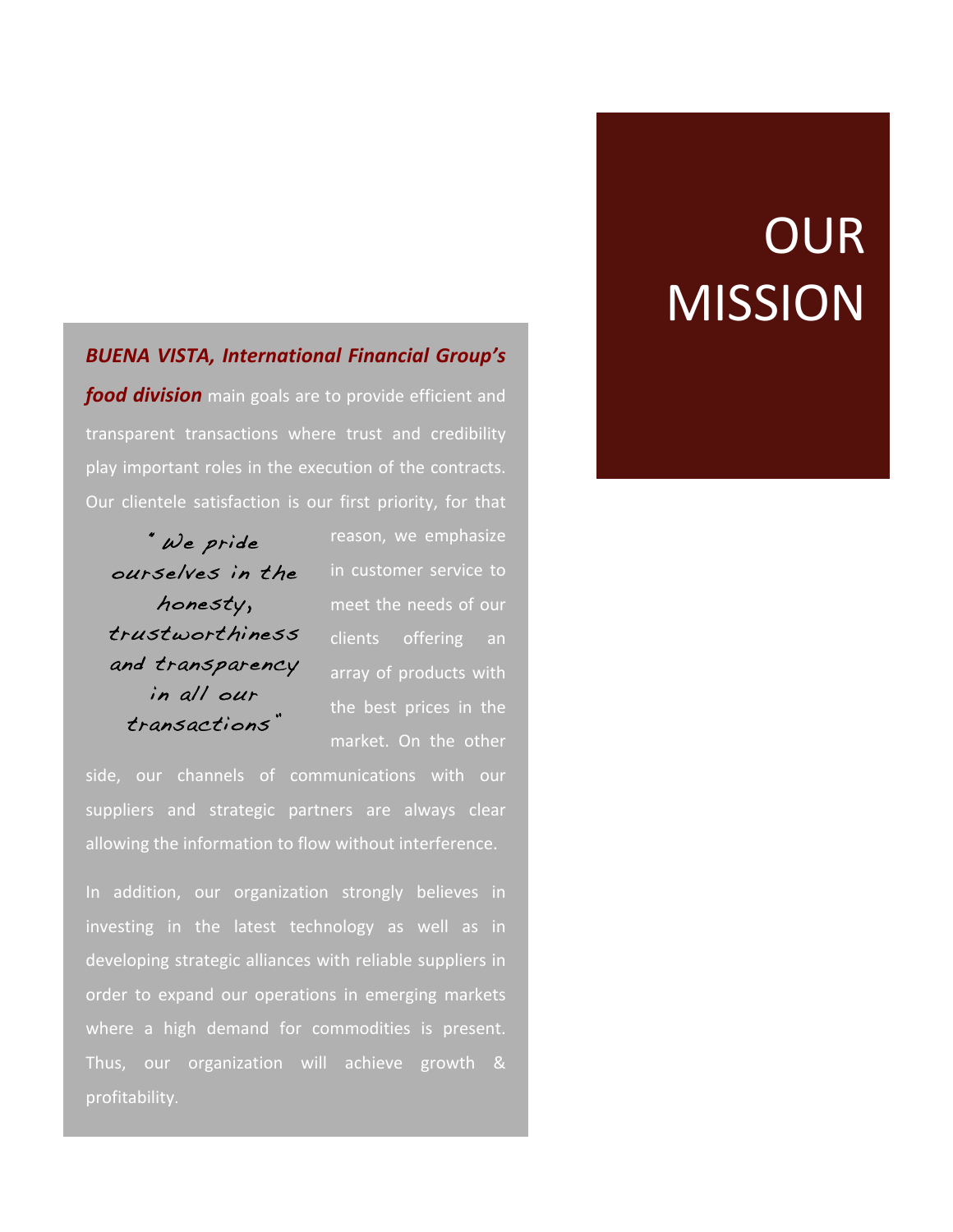# OUR MISSION

***BUENA VISTA, International Financial Group's food division*** main goals are to provide efficient and transparent transactions where trust and credibility play important roles in the execution of the contracts. Our clientele satisfaction is our first priority, for that reason, we emphasize in customer service to meet the needs of our clients offering an array of products with the best prices in the market. On the other side, our channels of communications with our suppliers and strategic partners are always clear allowing the information to flow without interference.

> " We pride ourselves in the honesty, trustworthiness and transparency in all our transactions"

In addition, our organization strongly believes in investing in the latest technology as well as in developing strategic alliances with reliable suppliers in order to expand our operations in emerging markets where a high demand for commodities is present. Thus, our organization will achieve growth & profitability.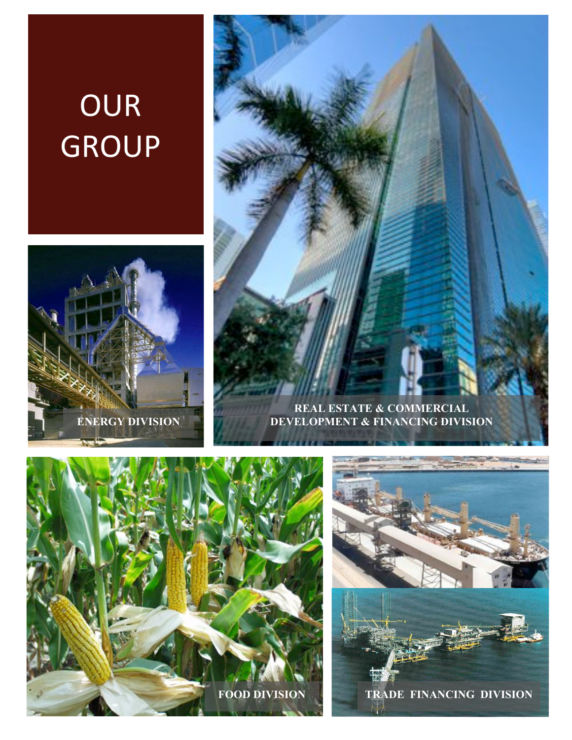# OUR GROUP

ENERGY DIVISION

REAL ESTATE & COMMERCIAL DEVELOPMENT & FINANCING DIVISION

FOOD DIVISION

TRADE FINANCING DIVISION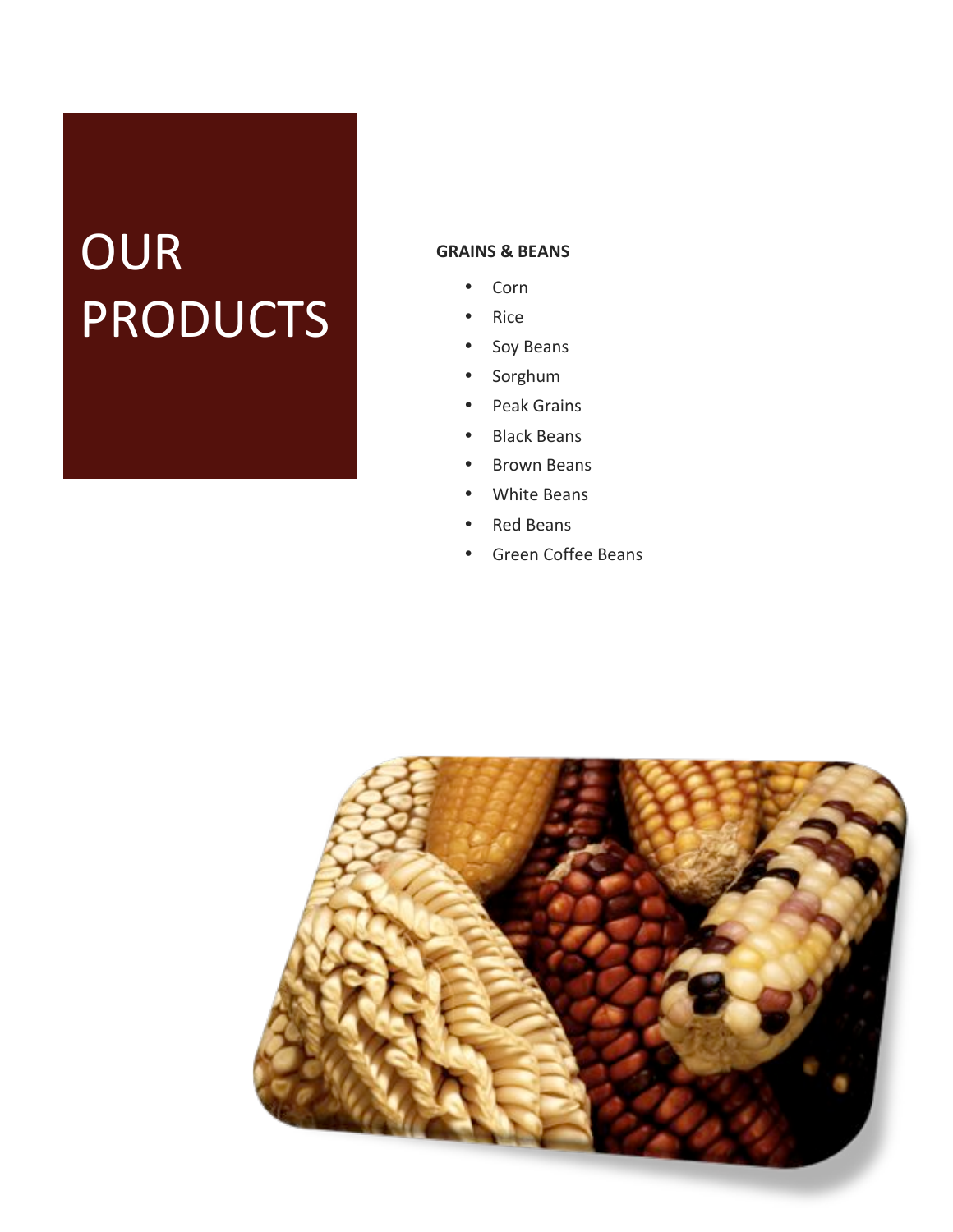# OUR PRODUCTS

**GRAINS & BEANS**

- Corn
- Rice
- Soy Beans
- Sorghum
- Peak Grains
- Black Beans
- Brown Beans
- White Beans
- Red Beans
- Green Coffee Beans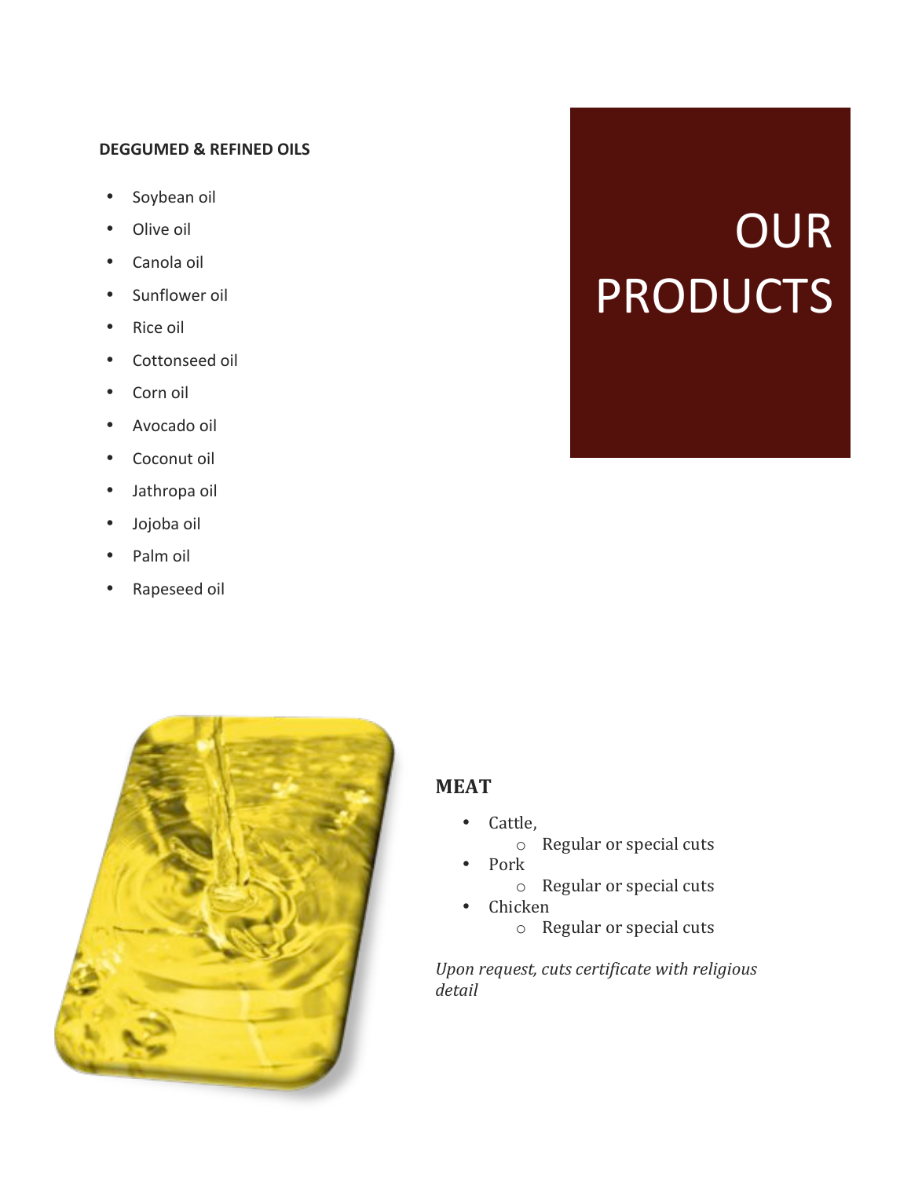# OUR PRODUCTS

### DEGGUMED & REFINED OILS

- Soybean oil
- Olive oil
- Canola oil
- Sunflower oil
- Rice oil
- Cottonseed oil
- Corn oil
- Avocado oil
- Coconut oil
- Jathropa oil
- Jojoba oil
- Palm oil
- Rapeseed oil

### MEAT

- Cattle,
  - Regular or special cuts
- Pork
  - Regular or special cuts
- Chicken
  - Regular or special cuts

*Upon request, cuts certificate with religious detail*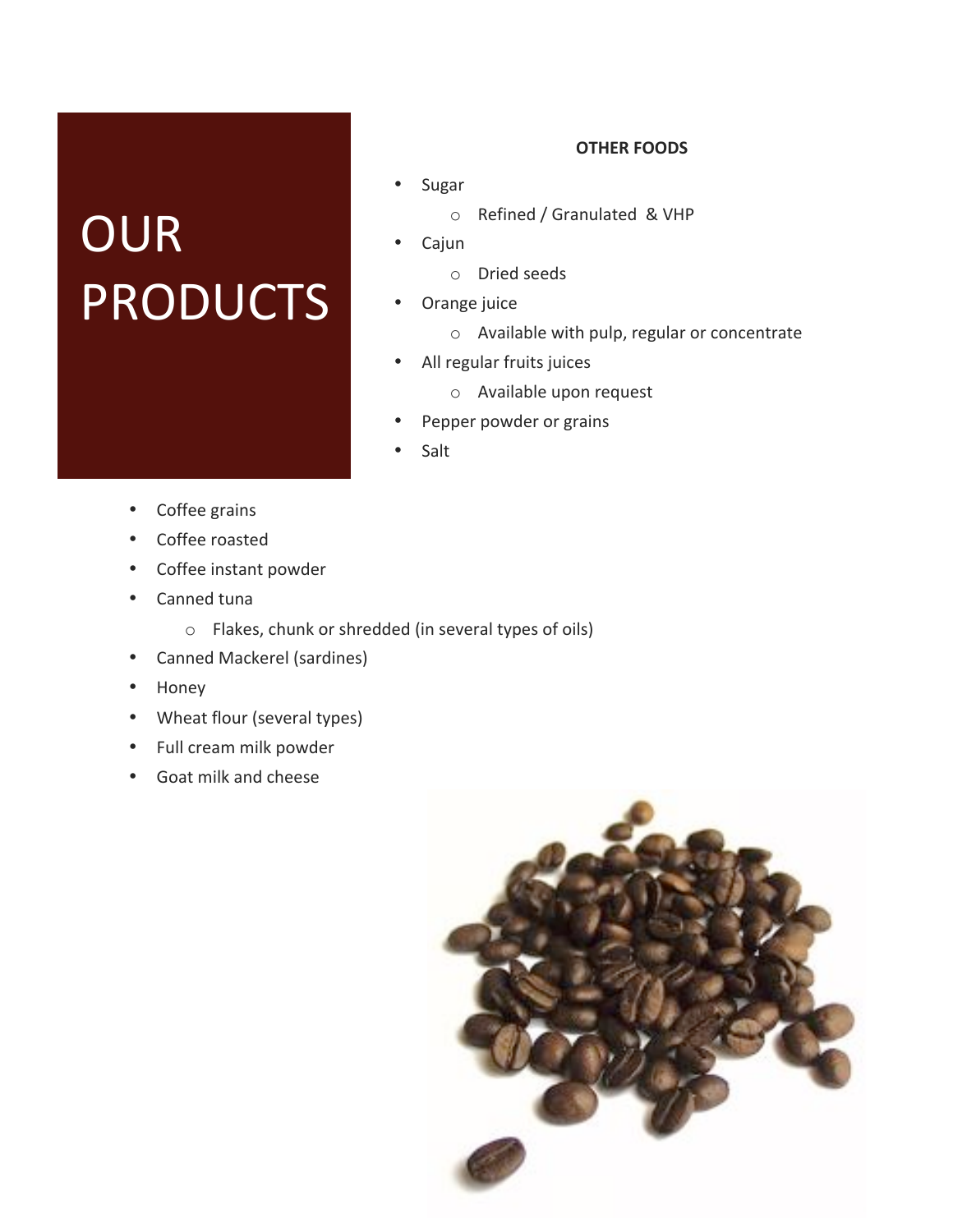# OUR PRODUCTS

**OTHER FOODS**

- Sugar
  - Refined / Granulated & VHP
- Cajun
  - Dried seeds
- Orange juice
  - Available with pulp, regular or concentrate
- All regular fruits juices
  - Available upon request
- Pepper powder or grains
- Salt

- Coffee grains
- Coffee roasted
- Coffee instant powder
- Canned tuna
  - Flakes, chunk or shredded (in several types of oils)
- Canned Mackerel (sardines)
- Honey
- Wheat flour (several types)
- Full cream milk powder
- Goat milk and cheese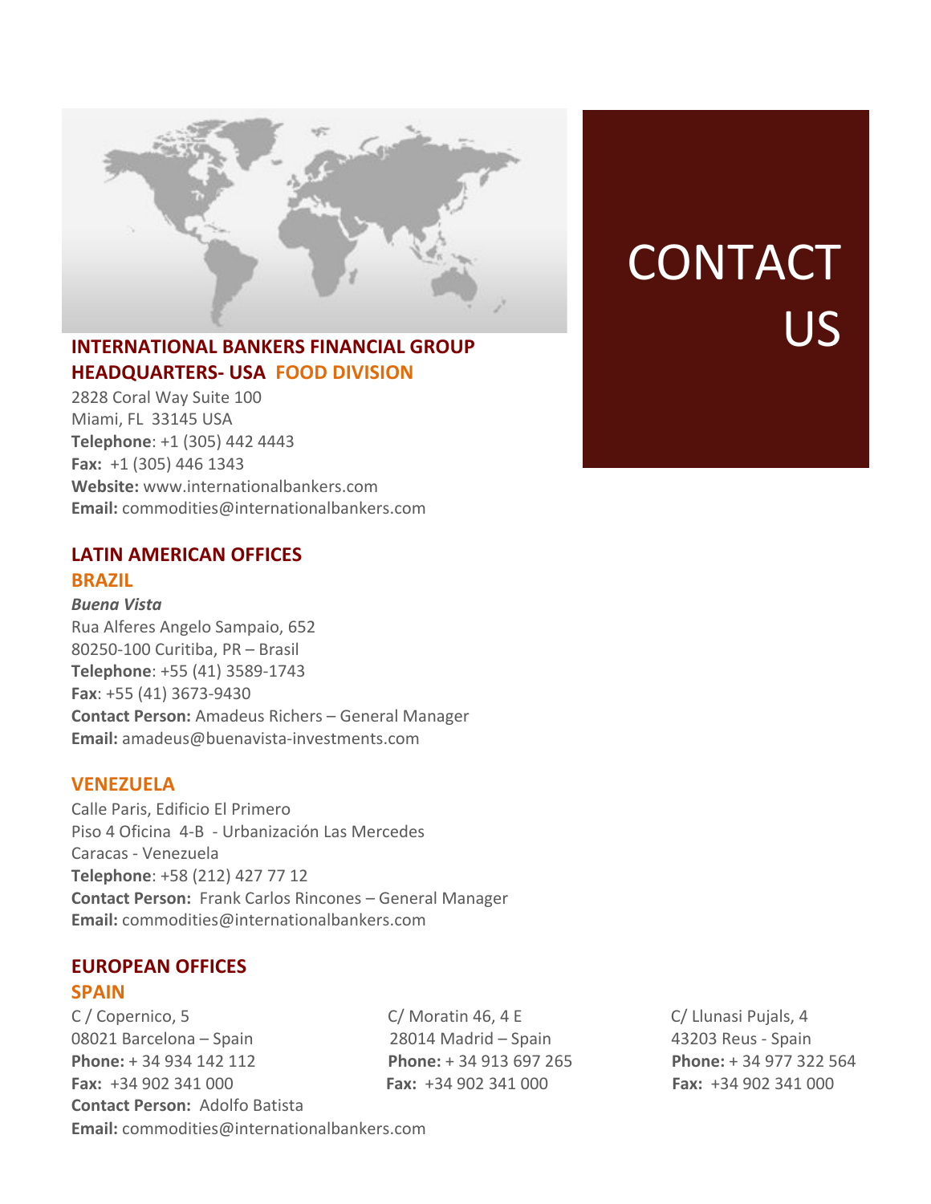# CONTACT US

## INTERNATIONAL BANKERS FINANCIAL GROUP

### HEADQUARTERS- USA FOOD DIVISION

2828 Coral Way Suite 100
Miami, FL 33145 USA
**Telephone**: +1 (305) 442 4443
**Fax:** +1 (305) 446 1343
**Website:** www.internationalbankers.com
**Email:** commodities@internationalbankers.com

## LATIN AMERICAN OFFICES

### BRAZIL

***Buena Vista***
Rua Alferes Angelo Sampaio, 652
80250-100 Curitiba, PR – Brasil
**Telephone**: +55 (41) 3589-1743
**Fax**: +55 (41) 3673-9430
**Contact Person:** Amadeus Richers – General Manager
**Email:** amadeus@buenavista-investments.com

### VENEZUELA

Calle Paris, Edificio El Primero
Piso 4 Oficina 4-B - Urbanización Las Mercedes
Caracas - Venezuela
**Telephone**: +58 (212) 427 77 12
**Contact Person:** Frank Carlos Rincones – General Manager
**Email:** commodities@internationalbankers.com

## EUROPEAN OFFICES

### SPAIN

C / Copernico, 5
08021 Barcelona – Spain
**Phone:** + 34 934 142 112
**Fax:** +34 902 341 000
**Contact Person:** Adolfo Batista
**Email:** commodities@internationalbankers.com

C/ Moratin 46, 4 E
28014 Madrid – Spain
**Phone:** + 34 913 697 265
**Fax:** +34 902 341 000

C/ Llunasi Pujals, 4
43203 Reus - Spain
**Phone:** + 34 977 322 564
**Fax:** +34 902 341 000